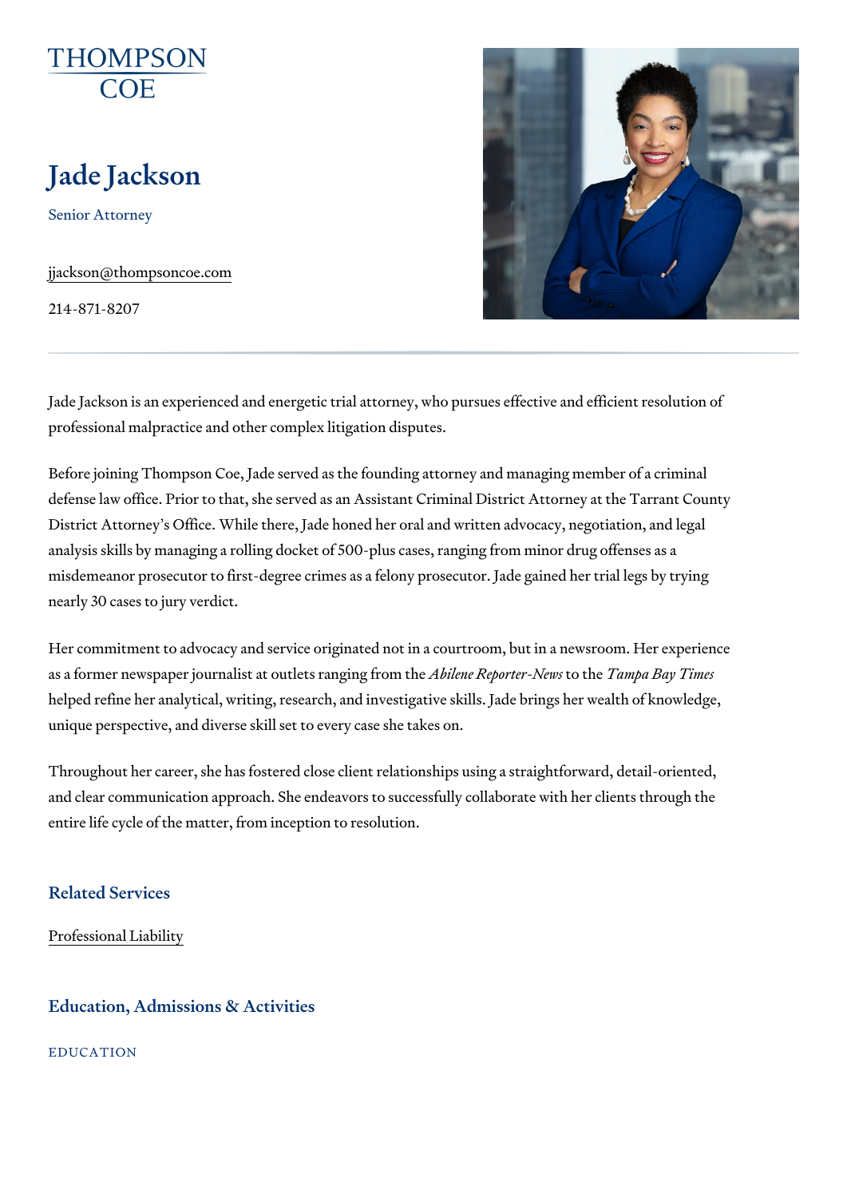THOMPSON COE

# Jade Jackson

Senior Attorney

jjackson@thompsoncoe.com

214-871-8207

Jade Jackson is an experienced and energetic trial attorney, who pursues effective and efficient resolution of professional malpractice and other complex litigation disputes.

Before joining Thompson Coe, Jade served as the founding attorney and managing member of a criminal defense law office. Prior to that, she served as an Assistant Criminal District Attorney at the Tarrant County District Attorney's Office. While there, Jade honed her oral and written advocacy, negotiation, and legal analysis skills by managing a rolling docket of 500-plus cases, ranging from minor drug offenses as a misdemeanor prosecutor to first-degree crimes as a felony prosecutor. Jade gained her trial legs by trying nearly 30 cases to jury verdict.

Her commitment to advocacy and service originated not in a courtroom, but in a newsroom. Her experience as a former newspaper journalist at outlets ranging from the *Abilene Reporter-News* to the *Tampa Bay Times* helped refine her analytical, writing, research, and investigative skills. Jade brings her wealth of knowledge, unique perspective, and diverse skill set to every case she takes on.

Throughout her career, she has fostered close client relationships using a straightforward, detail-oriented, and clear communication approach. She endeavors to successfully collaborate with her clients through the entire life cycle of the matter, from inception to resolution.

## Related Services

Professional Liability

## Education, Admissions & Activities

### EDUCATION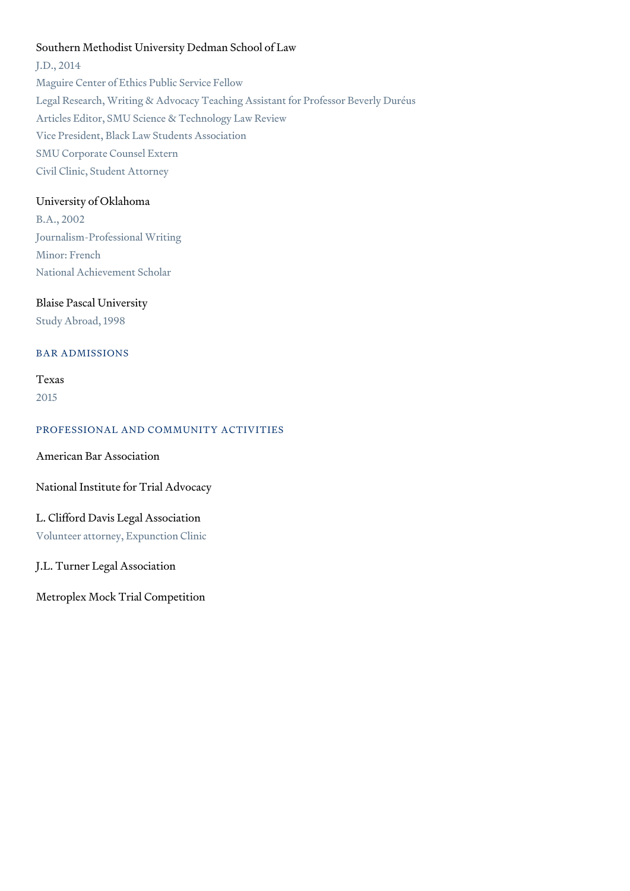### Southern Methodist University Dedman School of Law

J.D., 2014

Maguire Center of Ethics Public Service Fellow

Legal Research, Writing & Advocacy Teaching Assistant for Professor Beverly Duréus

Articles Editor, SMU Science & Technology Law Review

Vice President, Black Law Students Association

SMU Corporate Counsel Extern

Civil Clinic, Student Attorney

### University of Oklahoma

B.A., 2002

Journalism-Professional Writing

Minor: French

National Achievement Scholar

### Blaise Pascal University

Study Abroad, 1998

## BAR ADMISSIONS

### Texas

2015

## PROFESSIONAL AND COMMUNITY ACTIVITIES

### American Bar Association

### National Institute for Trial Advocacy

### L. Clifford Davis Legal Association

Volunteer attorney, Expunction Clinic

### J.L. Turner Legal Association

### Metroplex Mock Trial Competition